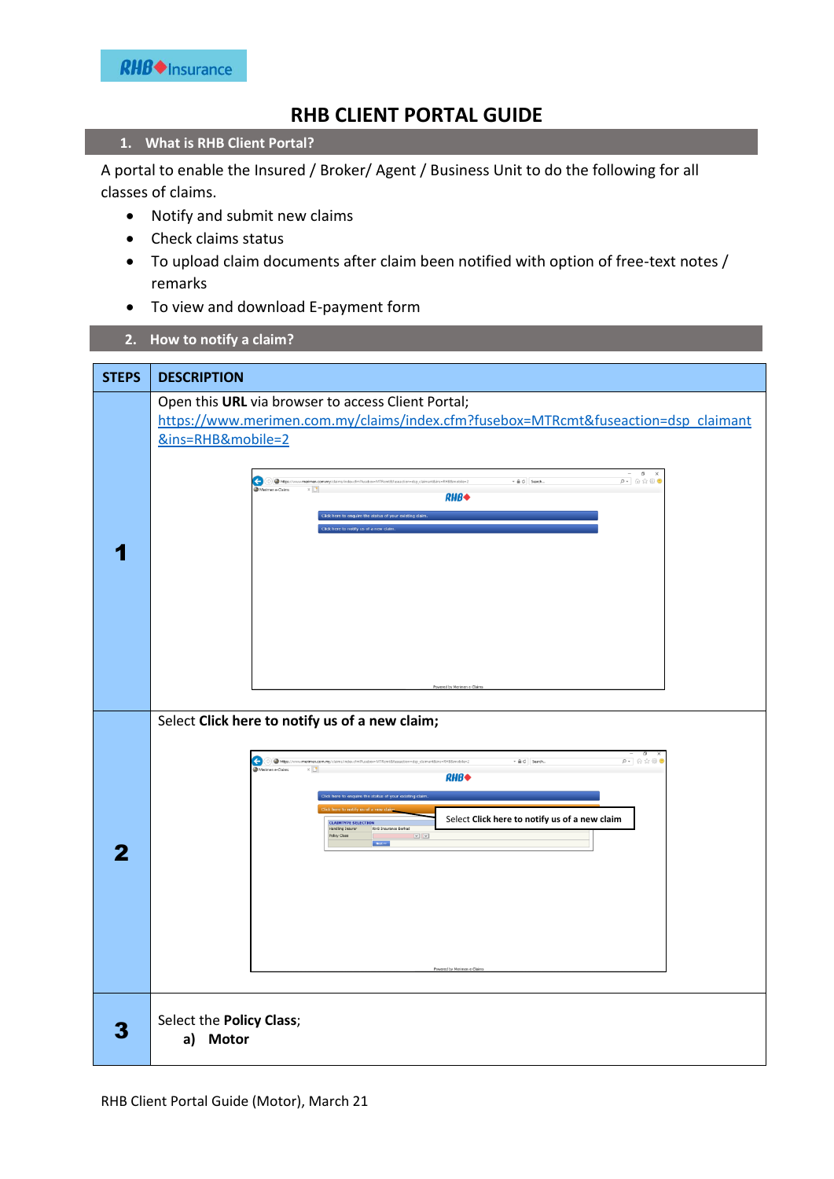# RHB CLIENT PORTAL GUIDE

## 1. What is RHB Client Portal?

A portal to enable the Insured / Broker/ Agent / Business Unit to do the following for all classes of claims.

- Notify and submit new claims
- Check claims status
- To upload claim documents after claim been notified with option of free-text notes / remarks
- To view and download E-payment form

## 2. How to notify a claim?

| STEPS | DESCRIPTION |
|---|---|
| 1 | Open this **URL** via browser to access Client Portal; https://www.merimen.com.my/claims/index.cfm?fusebox=MTRcmt&fuseaction=dsp_claimant&ins=RHB&mobile=2 |
| 2 | Select **Click here to notify us of a new claim;** |
| 3 | Select the **Policy Class**; **a) Motor** |

RHB Client Portal Guide (Motor), March 21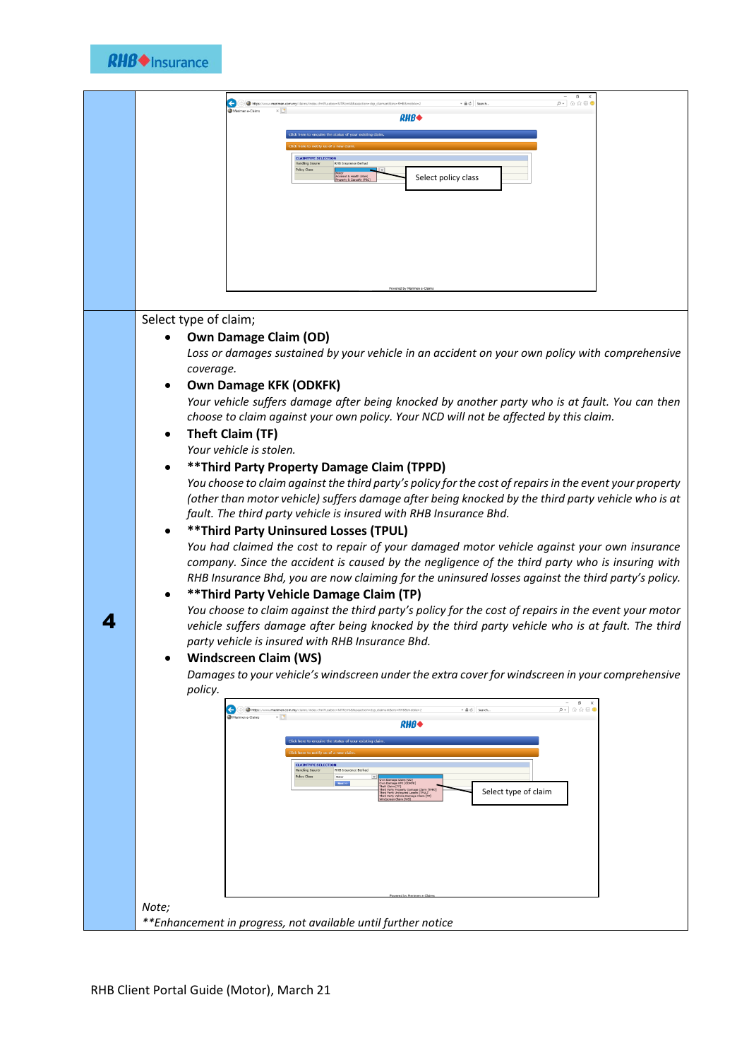| | |
|---|---|
| | Select policy class |
| **4** | Select type of claim;<br>• **Own Damage Claim (OD)**<br>*Loss or damages sustained by your vehicle in an accident on your own policy with comprehensive coverage.*<br>• **Own Damage KFK (ODKFK)**<br>*Your vehicle suffers damage after being knocked by another party who is at fault. You can then choose to claim against your own policy. Your NCD will not be affected by this claim.*<br>• **Theft Claim (TF)**<br>*Your vehicle is stolen.*<br>• **\*\*Third Party Property Damage Claim (TPPD)**<br>*You choose to claim against the third party's policy for the cost of repairs in the event your property (other than motor vehicle) suffers damage after being knocked by the third party vehicle who is at fault. The third party vehicle is insured with RHB Insurance Bhd.*<br>• **\*\*Third Party Uninsured Losses (TPUL)**<br>*You had claimed the cost to repair of your damaged motor vehicle against your own insurance company. Since the accident is caused by the negligence of the third party who is insuring with RHB Insurance Bhd, you are now claiming for the uninsured losses against the third party's policy.*<br>• **\*\*Third Party Vehicle Damage Claim (TP)**<br>*You choose to claim against the third party's policy for the cost of repairs in the event your motor vehicle suffers damage after being knocked by the third party vehicle who is at fault. The third party vehicle is insured with RHB Insurance Bhd.*<br>• **Windscreen Claim (WS)**<br>*Damages to your vehicle's windscreen under the extra cover for windscreen in your comprehensive policy.*<br><br>Select type of claim<br><br>*Note;*<br>*\*\*Enhancement in progress, not available until further notice* |

RHB Client Portal Guide (Motor), March 21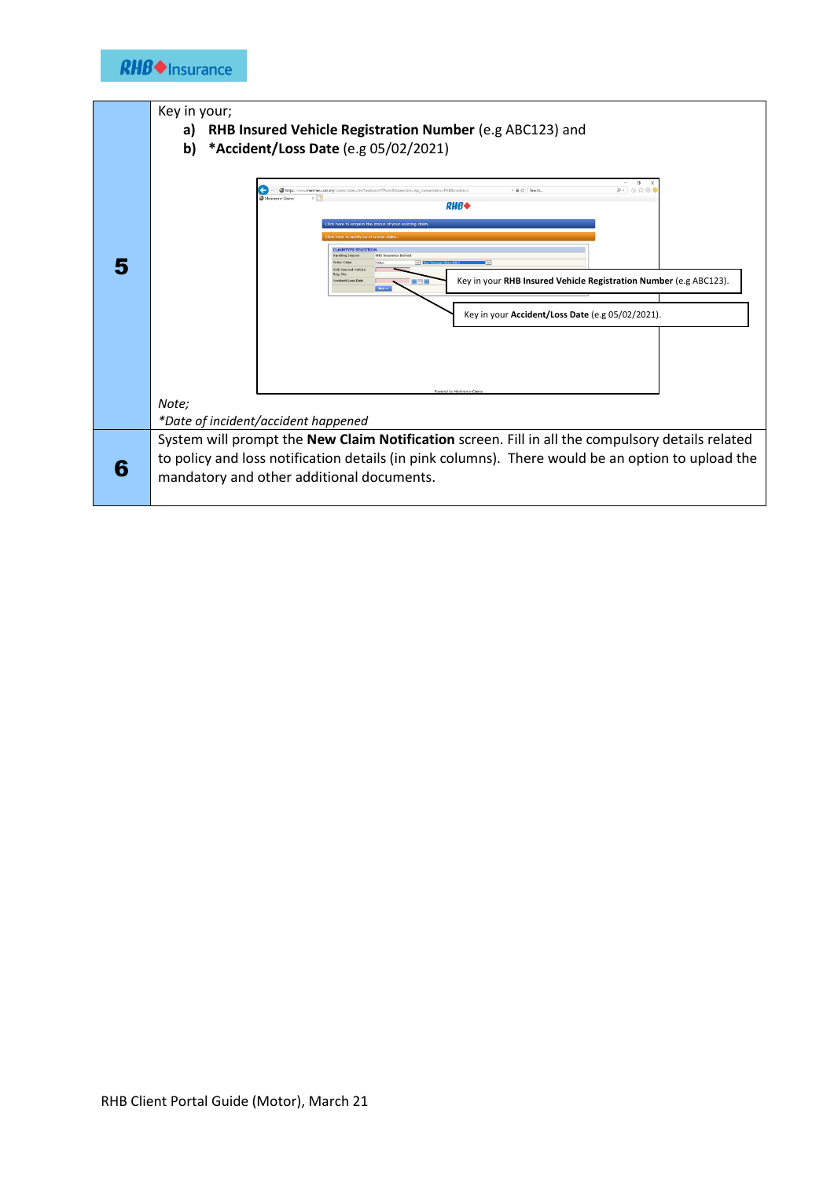| | |
|---|---|
| **5** | Key in your;<br>**a) RHB Insured Vehicle Registration Number** (e.g ABC123) and<br>**b) *Accident/Loss Date** (e.g 05/02/2021)<br><br>Key in your **RHB Insured Vehicle Registration Number** (e.g ABC123).<br>Key in your **Accident/Loss Date** (e.g 05/02/2021).<br><br>*Note;*<br>*\*Date of incident/accident happened* |
| **6** | System will prompt the **New Claim Notification** screen. Fill in all the compulsory details related to policy and loss notification details (in pink columns). There would be an option to upload the mandatory and other additional documents. |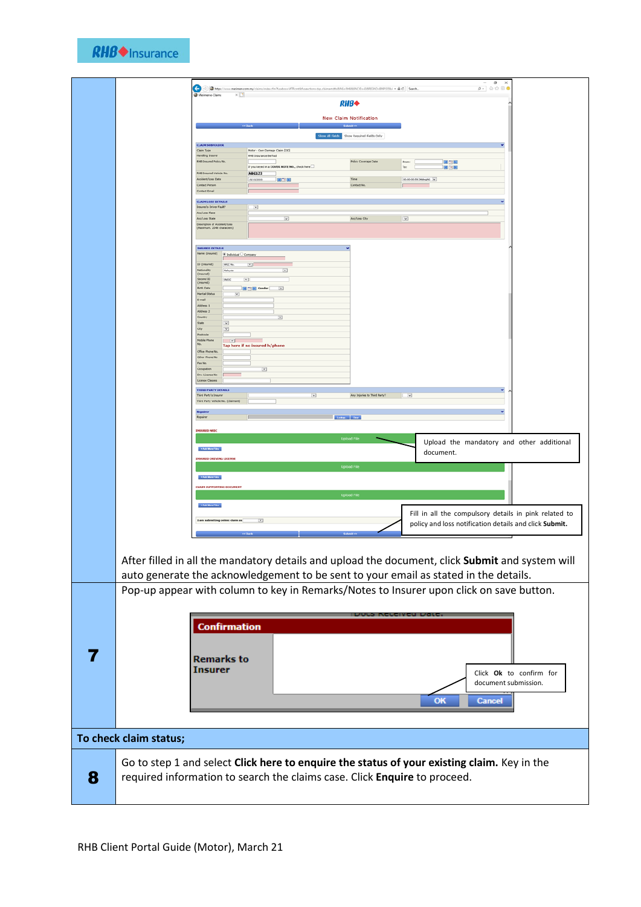| | |
|---|---|
| | Upload the mandatory and other additional document.<br><br>Fill in all the compulsory details in pink related to policy and loss notification details and click **Submit.**<br><br>After filled in all the mandatory details and upload the document, click **Submit** and system will auto generate the acknowledgement to be sent to your email as stated in the details. |
| **7** | Pop-up appear with column to key in Remarks/Notes to Insurer upon click on save button.<br><br>Click **Ok** to confirm for document submission. |

**To check claim status;**

| | |
|---|---|
| **8** | Go to step 1 and select **Click here to enquire the status of your existing claim.** Key in the required information to search the claims case. Click **Enquire** to proceed. |

RHB Client Portal Guide (Motor), March 21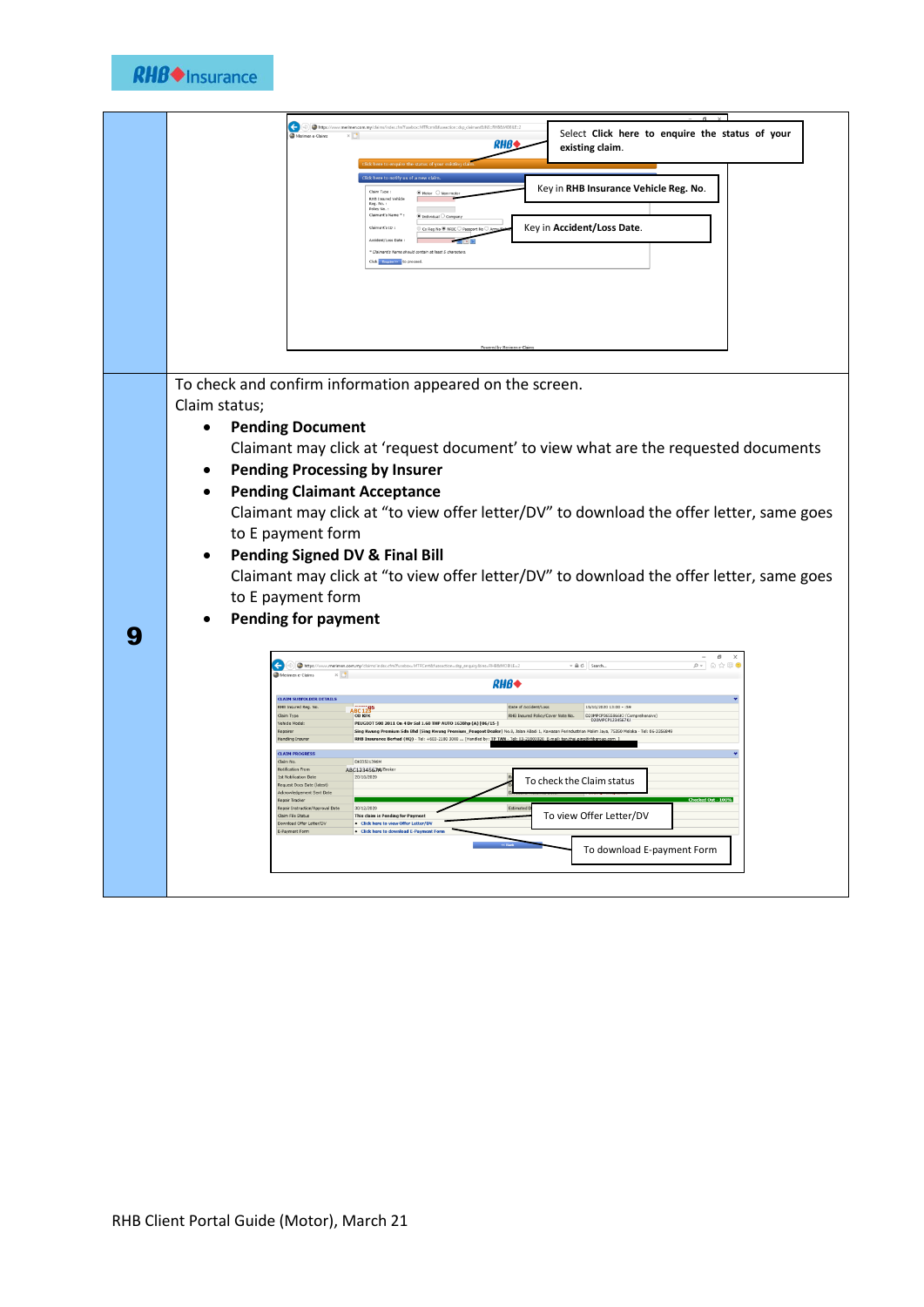| | |
|---|---|
| | Select **Click here** to enquire the status of your **existing claim**.<br>Key in **RHB Insurance Vehicle Reg. No**.<br>Key in **Accident/Loss Date**. |
| **9** | To check and confirm information appeared on the screen.<br>Claim status;<br>• **Pending Document**<br>Claimant may click at 'request document' to view what are the requested documents<br>• **Pending Processing by Insurer**<br>• **Pending Claimant Acceptance**<br>Claimant may click at "to view offer letter/DV" to download the offer letter, same goes to E payment form<br>• **Pending Signed DV & Final Bill**<br>Claimant may click at "to view offer letter/DV" to download the offer letter, same goes to E payment form<br>• **Pending for payment**<br><br>To check the Claim status<br>To view Offer Letter/DV<br>To download E-payment Form |

RHB Client Portal Guide (Motor), March 21